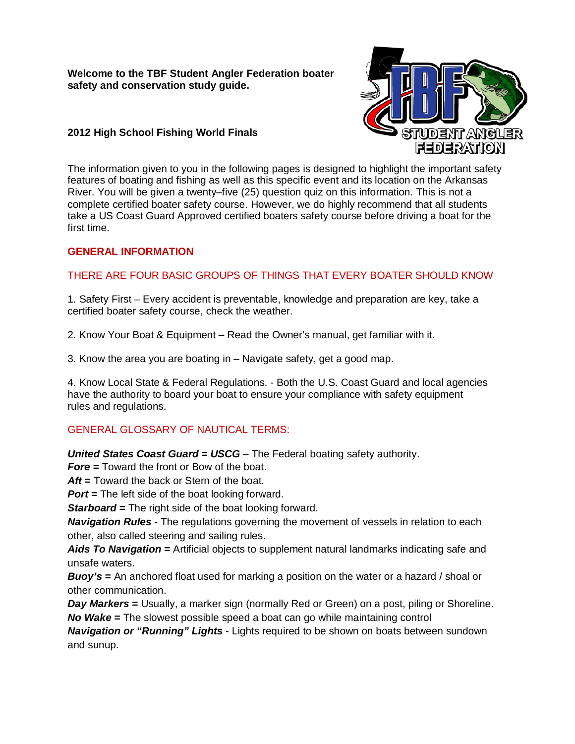**Welcome to the TBF Student Angler Federation boater safety and conservation study guide.**

**2012 High School Fishing World Finals**

The information given to you in the following pages is designed to highlight the important safety features of boating and fishing as well as this specific event and its location on the Arkansas River. You will be given a twenty–five (25) question quiz on this information. This is not a complete certified boater safety course. However, we do highly recommend that all students take a US Coast Guard Approved certified boaters safety course before driving a boat for the first time.

## GENERAL INFORMATION

### THERE ARE FOUR BASIC GROUPS OF THINGS THAT EVERY BOATER SHOULD KNOW

1. Safety First – Every accident is preventable, knowledge and preparation are key, take a certified boater safety course, check the weather.

2. Know Your Boat & Equipment – Read the Owner's manual, get familiar with it.

3. Know the area you are boating in – Navigate safety, get a good map.

4. Know Local State & Federal Regulations. - Both the U.S. Coast Guard and local agencies have the authority to board your boat to ensure your compliance with safety equipment rules and regulations.

### GENERAL GLOSSARY OF NAUTICAL TERMS:

***United States Coast Guard* = *USCG*** – The Federal boating safety authority.
***Fore* =** Toward the front or Bow of the boat.
***Aft* =** Toward the back or Stern of the boat.
***Port* =** The left side of the boat looking forward.
***Starboard* =** The right side of the boat looking forward.
***Navigation Rules* -** The regulations governing the movement of vessels in relation to each other, also called steering and sailing rules.
***Aids To Navigation* =** Artificial objects to supplement natural landmarks indicating safe and unsafe waters.
***Buoy's* =** An anchored float used for marking a position on the water or a hazard / shoal or other communication.
***Day Markers* =** Usually, a marker sign (normally Red or Green) on a post, piling or Shoreline.
***No Wake* =** The slowest possible speed a boat can go while maintaining control
***Navigation or "Running" Lights*** - Lights required to be shown on boats between sundown and sunup.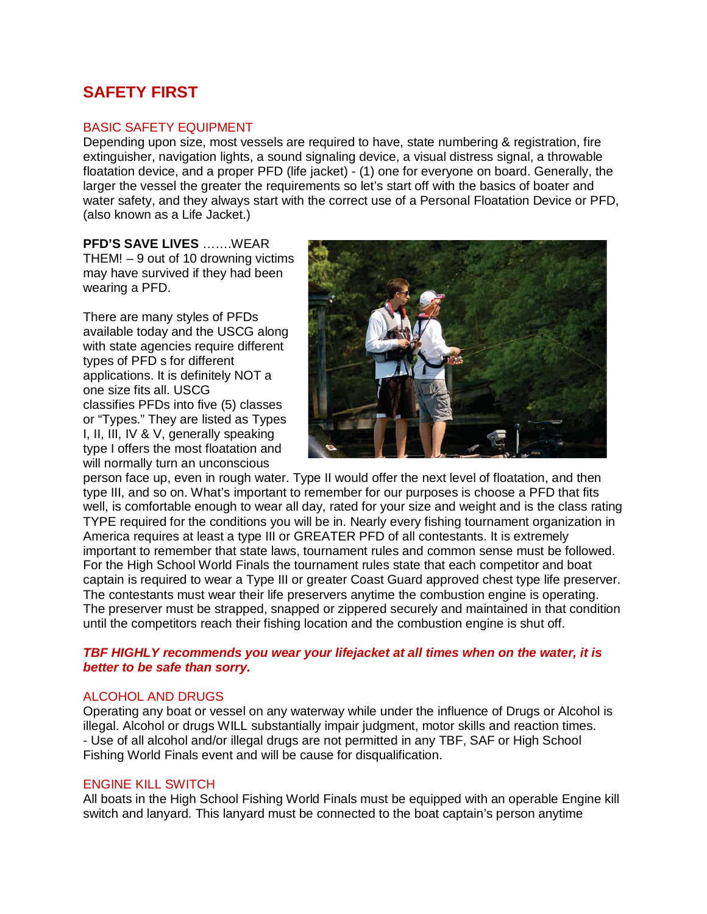# SAFETY FIRST

## BASIC SAFETY EQUIPMENT

Depending upon size, most vessels are required to have, state numbering & registration, fire extinguisher, navigation lights, a sound signaling device, a visual distress signal, a throwable floatation device, and a proper PFD (life jacket) - (1) one for everyone on board. Generally, the larger the vessel the greater the requirements so let's start off with the basics of boater and water safety, and they always start with the correct use of a Personal Floatation Device or PFD, (also known as a Life Jacket.)

**PFD'S SAVE LIVES** …….WEAR THEM! – 9 out of 10 drowning victims may have survived if they had been wearing a PFD.

There are many styles of PFDs available today and the USCG along with state agencies require different types of PFD s for different applications. It is definitely NOT a one size fits all. USCG classifies PFDs into five (5) classes or "Types." They are listed as Types I, II, III, IV & V, generally speaking type I offers the most floatation and will normally turn an unconscious person face up, even in rough water. Type II would offer the next level of floatation, and then type III, and so on. What's important to remember for our purposes is choose a PFD that fits well, is comfortable enough to wear all day, rated for your size and weight and is the class rating TYPE required for the conditions you will be in. Nearly every fishing tournament organization in America requires at least a type III or GREATER PFD of all contestants. It is extremely important to remember that state laws, tournament rules and common sense must be followed. For the High School World Finals the tournament rules state that each competitor and boat captain is required to wear a Type III or greater Coast Guard approved chest type life preserver. The contestants must wear their life preservers anytime the combustion engine is operating. The preserver must be strapped, snapped or zippered securely and maintained in that condition until the competitors reach their fishing location and the combustion engine is shut off.

***TBF HIGHLY recommends you wear your lifejacket at all times when on the water, it is better to be safe than sorry.***

## ALCOHOL AND DRUGS

Operating any boat or vessel on any waterway while under the influence of Drugs or Alcohol is illegal. Alcohol or drugs WILL substantially impair judgment, motor skills and reaction times.
- Use of all alcohol and/or illegal drugs are not permitted in any TBF, SAF or High School Fishing World Finals event and will be cause for disqualification.

## ENGINE KILL SWITCH

All boats in the High School Fishing World Finals must be equipped with an operable Engine kill switch and lanyard. This lanyard must be connected to the boat captain's person anytime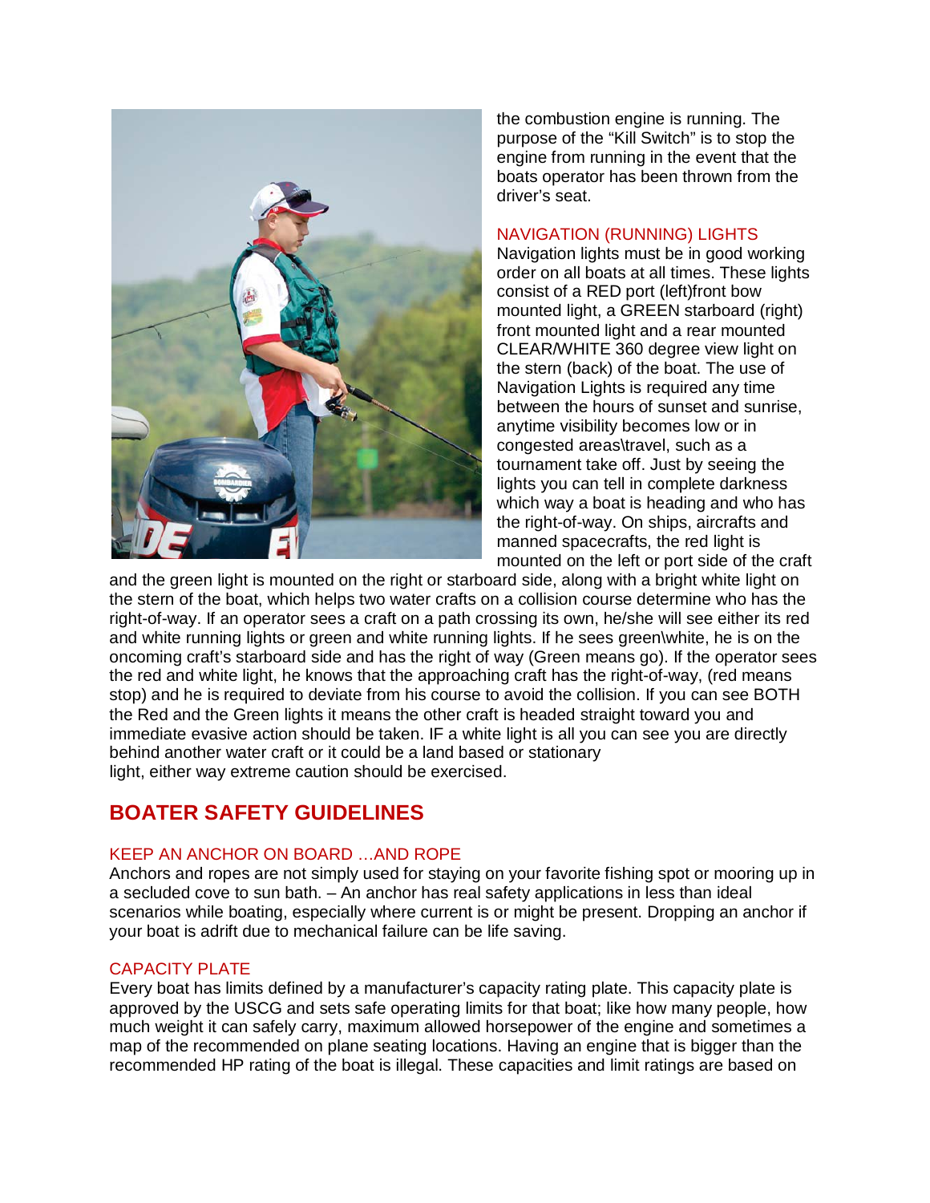the combustion engine is running. The purpose of the "Kill Switch" is to stop the engine from running in the event that the boats operator has been thrown from the driver's seat.

### NAVIGATION (RUNNING) LIGHTS

Navigation lights must be in good working order on all boats at all times. These lights consist of a RED port (left)front bow mounted light, a GREEN starboard (right) front mounted light and a rear mounted CLEAR/WHITE 360 degree view light on the stern (back) of the boat. The use of Navigation Lights is required any time between the hours of sunset and sunrise, anytime visibility becomes low or in congested areas\travel, such as a tournament take off. Just by seeing the lights you can tell in complete darkness which way a boat is heading and who has the right-of-way. On ships, aircrafts and manned spacecrafts, the red light is mounted on the left or port side of the craft and the green light is mounted on the right or starboard side, along with a bright white light on the stern of the boat, which helps two water crafts on a collision course determine who has the right-of-way. If an operator sees a craft on a path crossing its own, he/she will see either its red and white running lights or green and white running lights. If he sees green\white, he is on the oncoming craft's starboard side and has the right of way (Green means go). If the operator sees the red and white light, he knows that the approaching craft has the right-of-way, (red means stop) and he is required to deviate from his course to avoid the collision. If you can see BOTH the Red and the Green lights it means the other craft is headed straight toward you and immediate evasive action should be taken. IF a white light is all you can see you are directly behind another water craft or it could be a land based or stationary light, either way extreme caution should be exercised.

## BOATER SAFETY GUIDELINES

### KEEP AN ANCHOR ON BOARD …AND ROPE

Anchors and ropes are not simply used for staying on your favorite fishing spot or mooring up in a secluded cove to sun bath. – An anchor has real safety applications in less than ideal scenarios while boating, especially where current is or might be present. Dropping an anchor if your boat is adrift due to mechanical failure can be life saving.

### CAPACITY PLATE

Every boat has limits defined by a manufacturer's capacity rating plate. This capacity plate is approved by the USCG and sets safe operating limits for that boat; like how many people, how much weight it can safely carry, maximum allowed horsepower of the engine and sometimes a map of the recommended on plane seating locations. Having an engine that is bigger than the recommended HP rating of the boat is illegal. These capacities and limit ratings are based on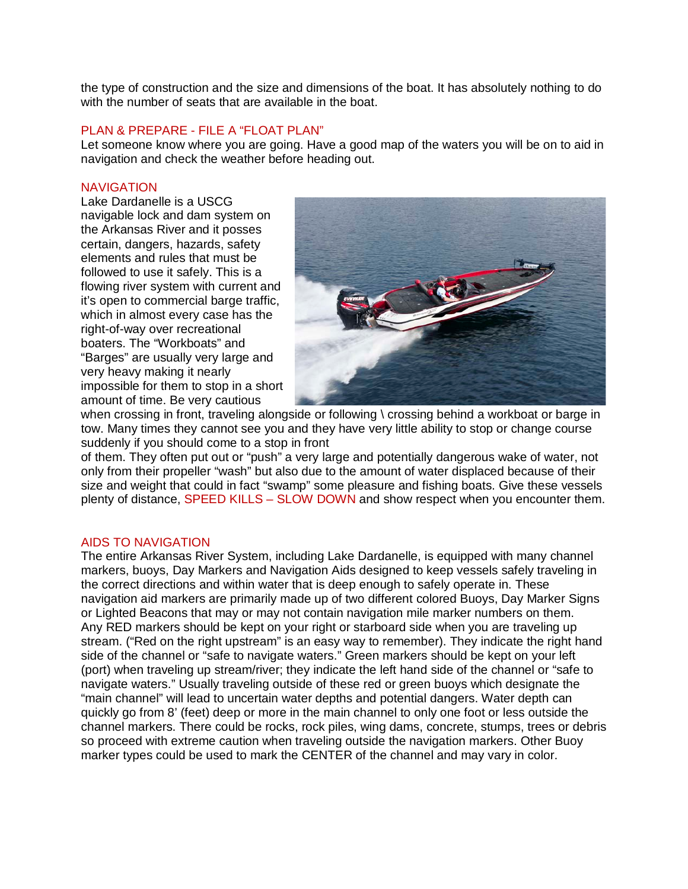the type of construction and the size and dimensions of the boat. It has absolutely nothing to do with the number of seats that are available in the boat.

## PLAN & PREPARE - FILE A "FLOAT PLAN"

Let someone know where you are going. Have a good map of the waters you will be on to aid in navigation and check the weather before heading out.

## NAVIGATION

Lake Dardanelle is a USCG navigable lock and dam system on the Arkansas River and it posses certain, dangers, hazards, safety elements and rules that must be followed to use it safely. This is a flowing river system with current and it's open to commercial barge traffic, which in almost every case has the right-of-way over recreational boaters. The "Workboats" and "Barges" are usually very large and very heavy making it nearly impossible for them to stop in a short amount of time. Be very cautious when crossing in front, traveling alongside or following \ crossing behind a workboat or barge in tow. Many times they cannot see you and they have very little ability to stop or change course suddenly if you should come to a stop in front of them. They often put out or "push" a very large and potentially dangerous wake of water, not only from their propeller "wash" but also due to the amount of water displaced because of their size and weight that could in fact "swamp" some pleasure and fishing boats. Give these vessels plenty of distance, SPEED KILLS – SLOW DOWN and show respect when you encounter them.

## AIDS TO NAVIGATION

The entire Arkansas River System, including Lake Dardanelle, is equipped with many channel markers, buoys, Day Markers and Navigation Aids designed to keep vessels safely traveling in the correct directions and within water that is deep enough to safely operate in. These navigation aid markers are primarily made up of two different colored Buoys, Day Marker Signs or Lighted Beacons that may or may not contain navigation mile marker numbers on them. Any RED markers should be kept on your right or starboard side when you are traveling up stream. ("Red on the right upstream" is an easy way to remember). They indicate the right hand side of the channel or "safe to navigate waters." Green markers should be kept on your left (port) when traveling up stream/river; they indicate the left hand side of the channel or "safe to navigate waters." Usually traveling outside of these red or green buoys which designate the "main channel" will lead to uncertain water depths and potential dangers. Water depth can quickly go from 8' (feet) deep or more in the main channel to only one foot or less outside the channel markers. There could be rocks, rock piles, wing dams, concrete, stumps, trees or debris so proceed with extreme caution when traveling outside the navigation markers. Other Buoy marker types could be used to mark the CENTER of the channel and may vary in color.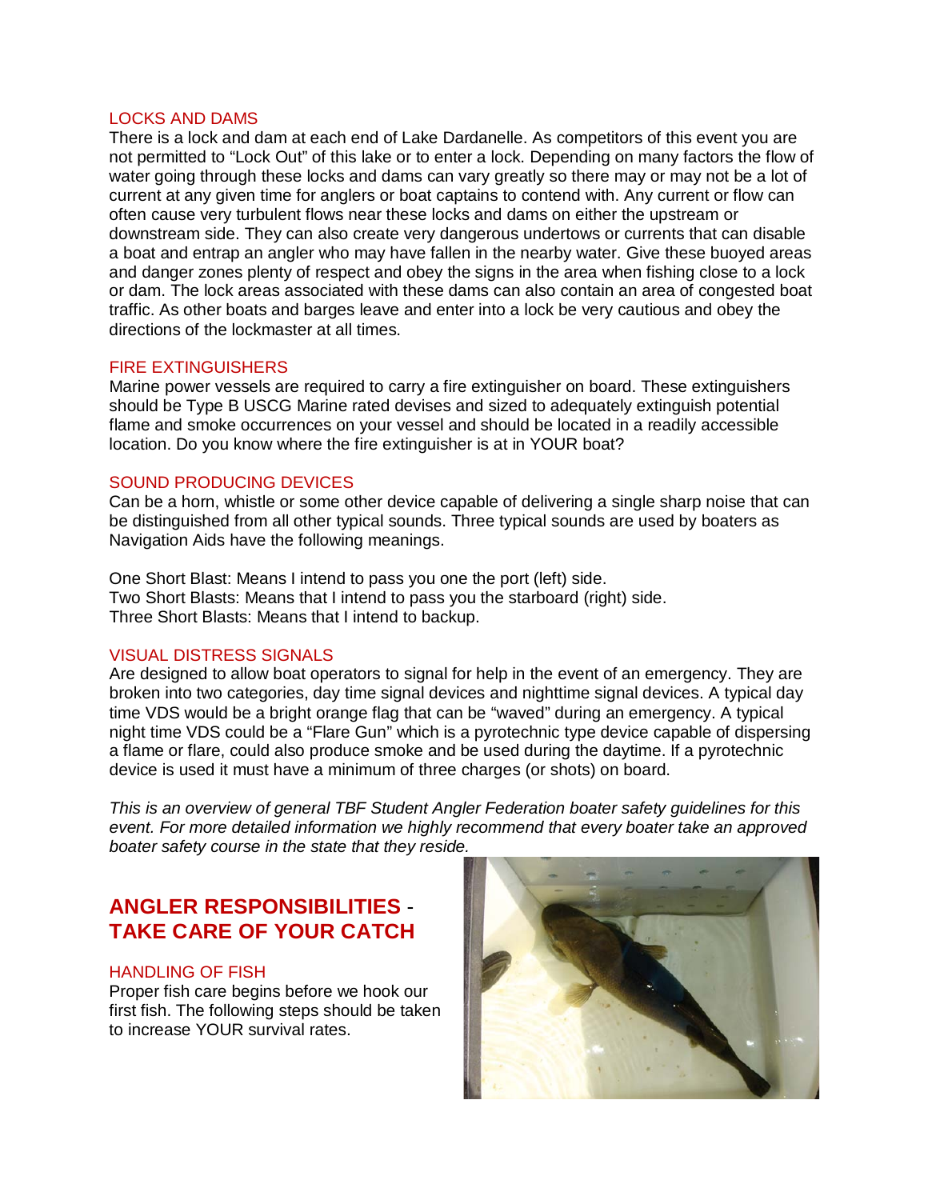### LOCKS AND DAMS

There is a lock and dam at each end of Lake Dardanelle. As competitors of this event you are not permitted to "Lock Out" of this lake or to enter a lock. Depending on many factors the flow of water going through these locks and dams can vary greatly so there may or may not be a lot of current at any given time for anglers or boat captains to contend with. Any current or flow can often cause very turbulent flows near these locks and dams on either the upstream or downstream side. They can also create very dangerous undertows or currents that can disable a boat and entrap an angler who may have fallen in the nearby water. Give these buoyed areas and danger zones plenty of respect and obey the signs in the area when fishing close to a lock or dam. The lock areas associated with these dams can also contain an area of congested boat traffic. As other boats and barges leave and enter into a lock be very cautious and obey the directions of the lockmaster at all times.

### FIRE EXTINGUISHERS

Marine power vessels are required to carry a fire extinguisher on board. These extinguishers should be Type B USCG Marine rated devises and sized to adequately extinguish potential flame and smoke occurrences on your vessel and should be located in a readily accessible location. Do you know where the fire extinguisher is at in YOUR boat?

### SOUND PRODUCING DEVICES

Can be a horn, whistle or some other device capable of delivering a single sharp noise that can be distinguished from all other typical sounds. Three typical sounds are used by boaters as Navigation Aids have the following meanings.

One Short Blast: Means I intend to pass you one the port (left) side.
Two Short Blasts: Means that I intend to pass you the starboard (right) side.
Three Short Blasts: Means that I intend to backup.

### VISUAL DISTRESS SIGNALS

Are designed to allow boat operators to signal for help in the event of an emergency. They are broken into two categories, day time signal devices and nighttime signal devices. A typical day time VDS would be a bright orange flag that can be "waved" during an emergency. A typical night time VDS could be a "Flare Gun" which is a pyrotechnic type device capable of dispersing a flame or flare, could also produce smoke and be used during the daytime. If a pyrotechnic device is used it must have a minimum of three charges (or shots) on board.

*This is an overview of general TBF Student Angler Federation boater safety guidelines for this event. For more detailed information we highly recommend that every boater take an approved boater safety course in the state that they reside.*

## ANGLER RESPONSIBILITIES - TAKE CARE OF YOUR CATCH

### HANDLING OF FISH

Proper fish care begins before we hook our first fish. The following steps should be taken to increase YOUR survival rates.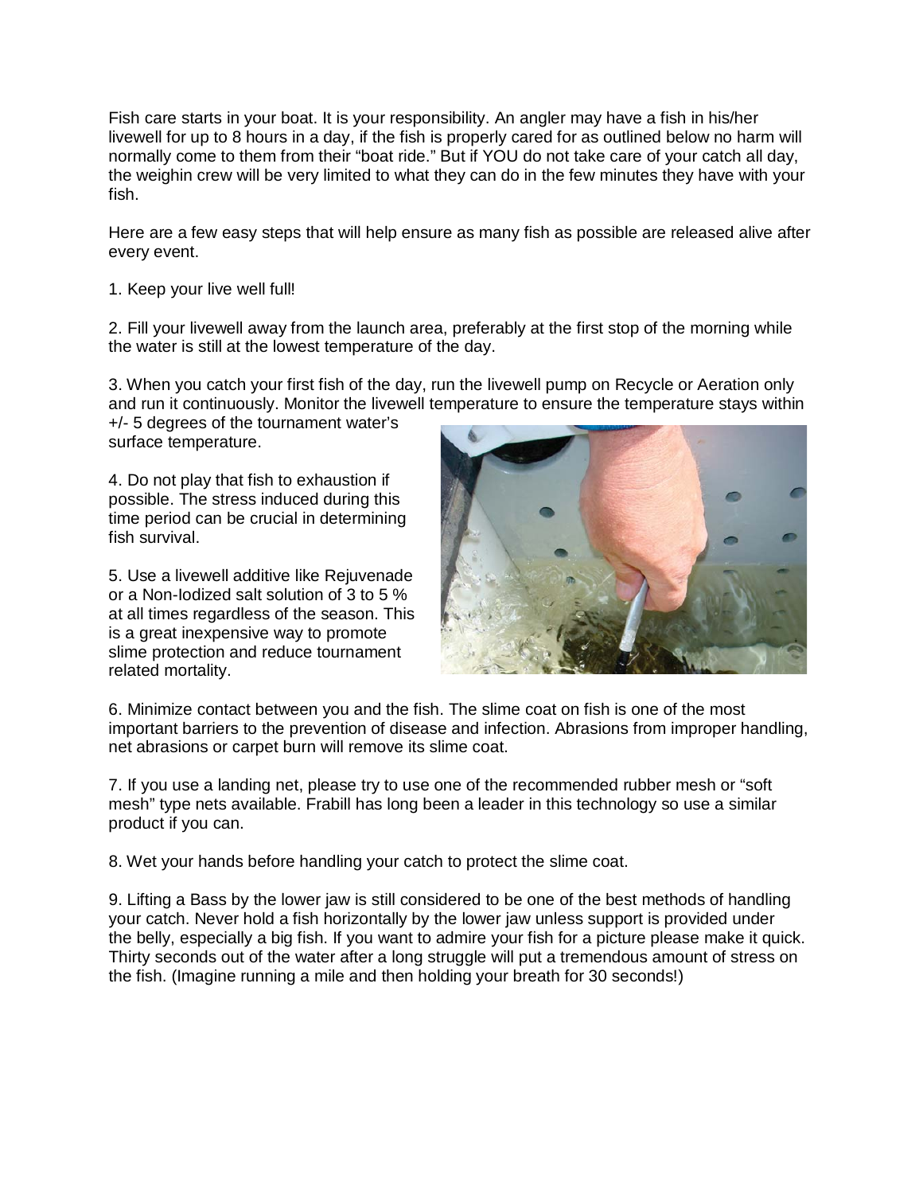Fish care starts in your boat. It is your responsibility. An angler may have a fish in his/her livewell for up to 8 hours in a day, if the fish is properly cared for as outlined below no harm will normally come to them from their "boat ride." But if YOU do not take care of your catch all day, the weighin crew will be very limited to what they can do in the few minutes they have with your fish.

Here are a few easy steps that will help ensure as many fish as possible are released alive after every event.

1. Keep your live well full!

2. Fill your livewell away from the launch area, preferably at the first stop of the morning while the water is still at the lowest temperature of the day.

3. When you catch your first fish of the day, run the livewell pump on Recycle or Aeration only and run it continuously. Monitor the livewell temperature to ensure the temperature stays within +/- 5 degrees of the tournament water's surface temperature.

4. Do not play that fish to exhaustion if possible. The stress induced during this time period can be crucial in determining fish survival.

5. Use a livewell additive like Rejuvenade or a Non-Iodized salt solution of 3 to 5 % at all times regardless of the season. This is a great inexpensive way to promote slime protection and reduce tournament related mortality.

6. Minimize contact between you and the fish. The slime coat on fish is one of the most important barriers to the prevention of disease and infection. Abrasions from improper handling, net abrasions or carpet burn will remove its slime coat.

7. If you use a landing net, please try to use one of the recommended rubber mesh or "soft mesh" type nets available. Frabill has long been a leader in this technology so use a similar product if you can.

8. Wet your hands before handling your catch to protect the slime coat.

9. Lifting a Bass by the lower jaw is still considered to be one of the best methods of handling your catch. Never hold a fish horizontally by the lower jaw unless support is provided under the belly, especially a big fish. If you want to admire your fish for a picture please make it quick. Thirty seconds out of the water after a long struggle will put a tremendous amount of stress on the fish. (Imagine running a mile and then holding your breath for 30 seconds!)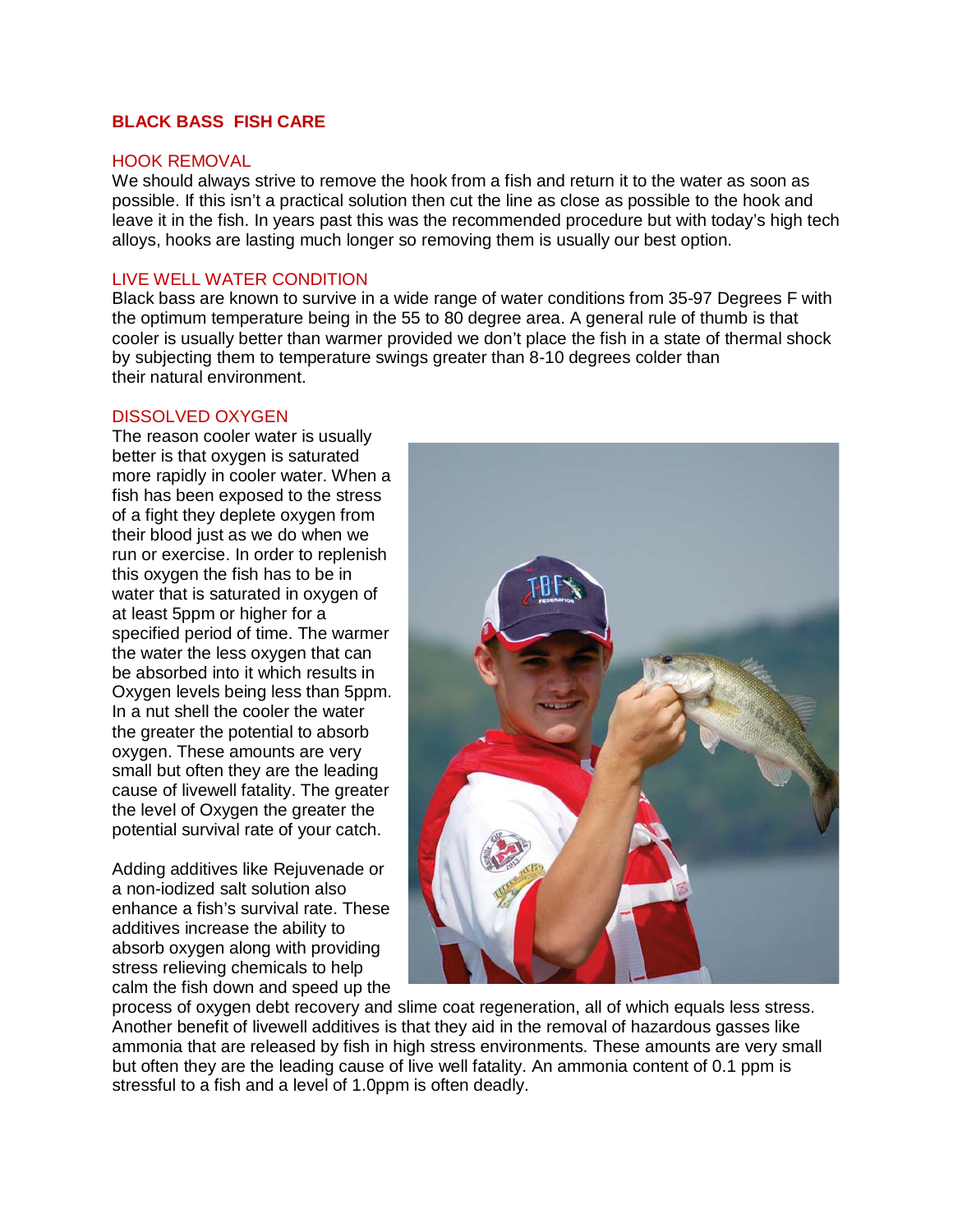# BLACK BASS FISH CARE

## HOOK REMOVAL

We should always strive to remove the hook from a fish and return it to the water as soon as possible. If this isn't a practical solution then cut the line as close as possible to the hook and leave it in the fish. In years past this was the recommended procedure but with today's high tech alloys, hooks are lasting much longer so removing them is usually our best option.

## LIVE WELL WATER CONDITION

Black bass are known to survive in a wide range of water conditions from 35-97 Degrees F with the optimum temperature being in the 55 to 80 degree area. A general rule of thumb is that cooler is usually better than warmer provided we don't place the fish in a state of thermal shock by subjecting them to temperature swings greater than 8-10 degrees colder than their natural environment.

## DISSOLVED OXYGEN

The reason cooler water is usually better is that oxygen is saturated more rapidly in cooler water. When a fish has been exposed to the stress of a fight they deplete oxygen from their blood just as we do when we run or exercise. In order to replenish this oxygen the fish has to be in water that is saturated in oxygen of at least 5ppm or higher for a specified period of time. The warmer the water the less oxygen that can be absorbed into it which results in Oxygen levels being less than 5ppm. In a nut shell the cooler the water the greater the potential to absorb oxygen. These amounts are very small but often they are the leading cause of livewell fatality. The greater the level of Oxygen the greater the potential survival rate of your catch.

Adding additives like Rejuvenade or a non-iodized salt solution also enhance a fish's survival rate. These additives increase the ability to absorb oxygen along with providing stress relieving chemicals to help calm the fish down and speed up the process of oxygen debt recovery and slime coat regeneration, all of which equals less stress. Another benefit of livewell additives is that they aid in the removal of hazardous gasses like ammonia that are released by fish in high stress environments. These amounts are very small but often they are the leading cause of live well fatality. An ammonia content of 0.1 ppm is stressful to a fish and a level of 1.0ppm is often deadly.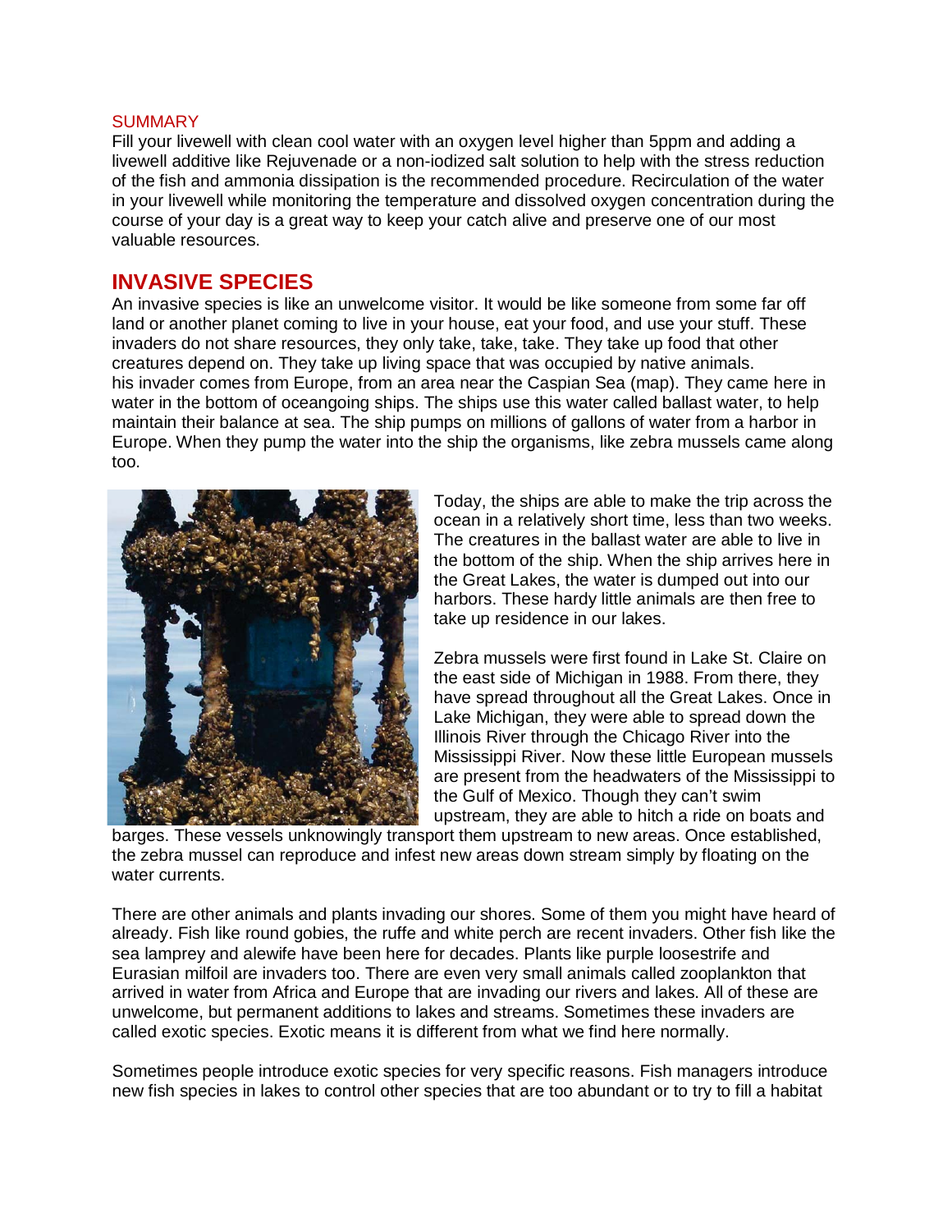SUMMARY

Fill your livewell with clean cool water with an oxygen level higher than 5ppm and adding a livewell additive like Rejuvenade or a non-iodized salt solution to help with the stress reduction of the fish and ammonia dissipation is the recommended procedure. Recirculation of the water in your livewell while monitoring the temperature and dissolved oxygen concentration during the course of your day is a great way to keep your catch alive and preserve one of our most valuable resources.

## INVASIVE SPECIES

An invasive species is like an unwelcome visitor. It would be like someone from some far off land or another planet coming to live in your house, eat your food, and use your stuff. These invaders do not share resources, they only take, take, take. They take up food that other creatures depend on. They take up living space that was occupied by native animals. his invader comes from Europe, from an area near the Caspian Sea (map). They came here in water in the bottom of oceangoing ships. The ships use this water called ballast water, to help maintain their balance at sea. The ship pumps on millions of gallons of water from a harbor in Europe. When they pump the water into the ship the organisms, like zebra mussels came along too.

Today, the ships are able to make the trip across the ocean in a relatively short time, less than two weeks. The creatures in the ballast water are able to live in the bottom of the ship. When the ship arrives here in the Great Lakes, the water is dumped out into our harbors. These hardy little animals are then free to take up residence in our lakes.

Zebra mussels were first found in Lake St. Claire on the east side of Michigan in 1988. From there, they have spread throughout all the Great Lakes. Once in Lake Michigan, they were able to spread down the Illinois River through the Chicago River into the Mississippi River. Now these little European mussels are present from the headwaters of the Mississippi to the Gulf of Mexico. Though they can't swim upstream, they are able to hitch a ride on boats and barges. These vessels unknowingly transport them upstream to new areas. Once established, the zebra mussel can reproduce and infest new areas down stream simply by floating on the water currents.

There are other animals and plants invading our shores. Some of them you might have heard of already. Fish like round gobies, the ruffe and white perch are recent invaders. Other fish like the sea lamprey and alewife have been here for decades. Plants like purple loosestrife and Eurasian milfoil are invaders too. There are even very small animals called zooplankton that arrived in water from Africa and Europe that are invading our rivers and lakes. All of these are unwelcome, but permanent additions to lakes and streams. Sometimes these invaders are called exotic species. Exotic means it is different from what we find here normally.

Sometimes people introduce exotic species for very specific reasons. Fish managers introduce new fish species in lakes to control other species that are too abundant or to try to fill a habitat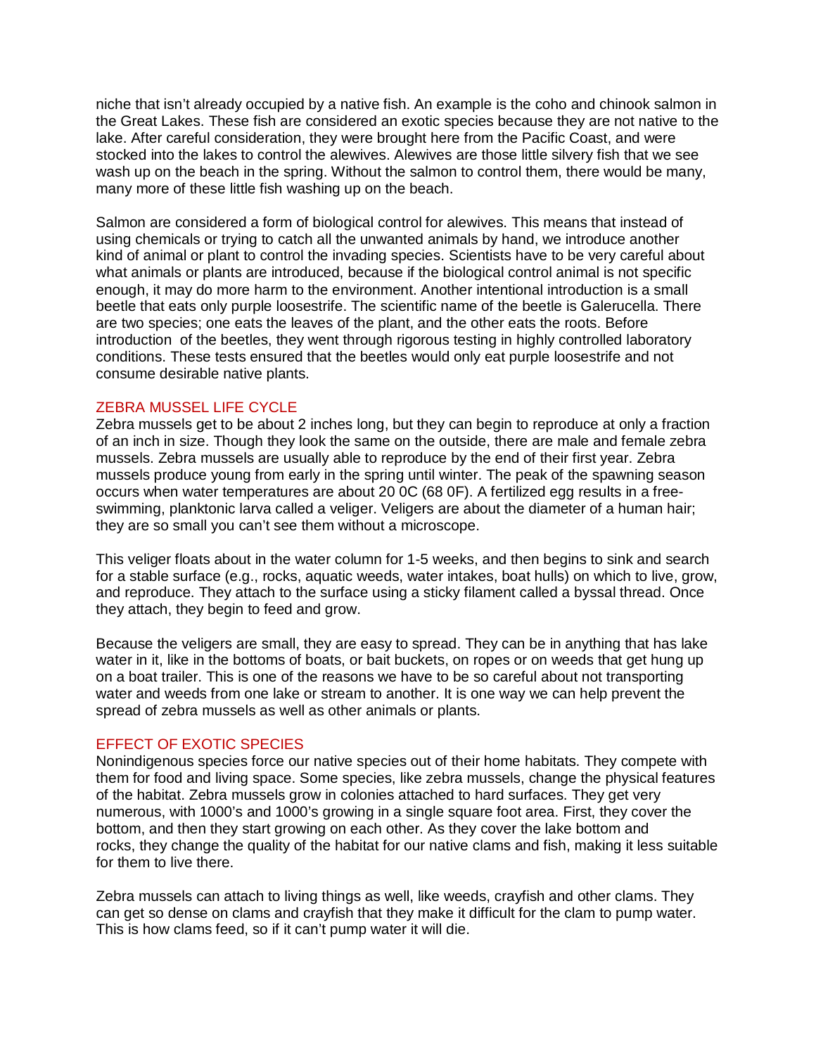niche that isn't already occupied by a native fish. An example is the coho and chinook salmon in the Great Lakes. These fish are considered an exotic species because they are not native to the lake. After careful consideration, they were brought here from the Pacific Coast, and were stocked into the lakes to control the alewives. Alewives are those little silvery fish that we see wash up on the beach in the spring. Without the salmon to control them, there would be many, many more of these little fish washing up on the beach.

Salmon are considered a form of biological control for alewives. This means that instead of using chemicals or trying to catch all the unwanted animals by hand, we introduce another kind of animal or plant to control the invading species. Scientists have to be very careful about what animals or plants are introduced, because if the biological control animal is not specific enough, it may do more harm to the environment. Another intentional introduction is a small beetle that eats only purple loosestrife. The scientific name of the beetle is Galerucella. There are two species; one eats the leaves of the plant, and the other eats the roots. Before introduction of the beetles, they went through rigorous testing in highly controlled laboratory conditions. These tests ensured that the beetles would only eat purple loosestrife and not consume desirable native plants.

## ZEBRA MUSSEL LIFE CYCLE

Zebra mussels get to be about 2 inches long, but they can begin to reproduce at only a fraction of an inch in size. Though they look the same on the outside, there are male and female zebra mussels. Zebra mussels are usually able to reproduce by the end of their first year. Zebra mussels produce young from early in the spring until winter. The peak of the spawning season occurs when water temperatures are about 20 0C (68 0F). A fertilized egg results in a free-swimming, planktonic larva called a veliger. Veligers are about the diameter of a human hair; they are so small you can't see them without a microscope.

This veliger floats about in the water column for 1-5 weeks, and then begins to sink and search for a stable surface (e.g., rocks, aquatic weeds, water intakes, boat hulls) on which to live, grow, and reproduce. They attach to the surface using a sticky filament called a byssal thread. Once they attach, they begin to feed and grow.

Because the veligers are small, they are easy to spread. They can be in anything that has lake water in it, like in the bottoms of boats, or bait buckets, on ropes or on weeds that get hung up on a boat trailer. This is one of the reasons we have to be so careful about not transporting water and weeds from one lake or stream to another. It is one way we can help prevent the spread of zebra mussels as well as other animals or plants.

## EFFECT OF EXOTIC SPECIES

Nonindigenous species force our native species out of their home habitats. They compete with them for food and living space. Some species, like zebra mussels, change the physical features of the habitat. Zebra mussels grow in colonies attached to hard surfaces. They get very numerous, with 1000's and 1000's growing in a single square foot area. First, they cover the bottom, and then they start growing on each other. As they cover the lake bottom and rocks, they change the quality of the habitat for our native clams and fish, making it less suitable for them to live there.

Zebra mussels can attach to living things as well, like weeds, crayfish and other clams. They can get so dense on clams and crayfish that they make it difficult for the clam to pump water. This is how clams feed, so if it can't pump water it will die.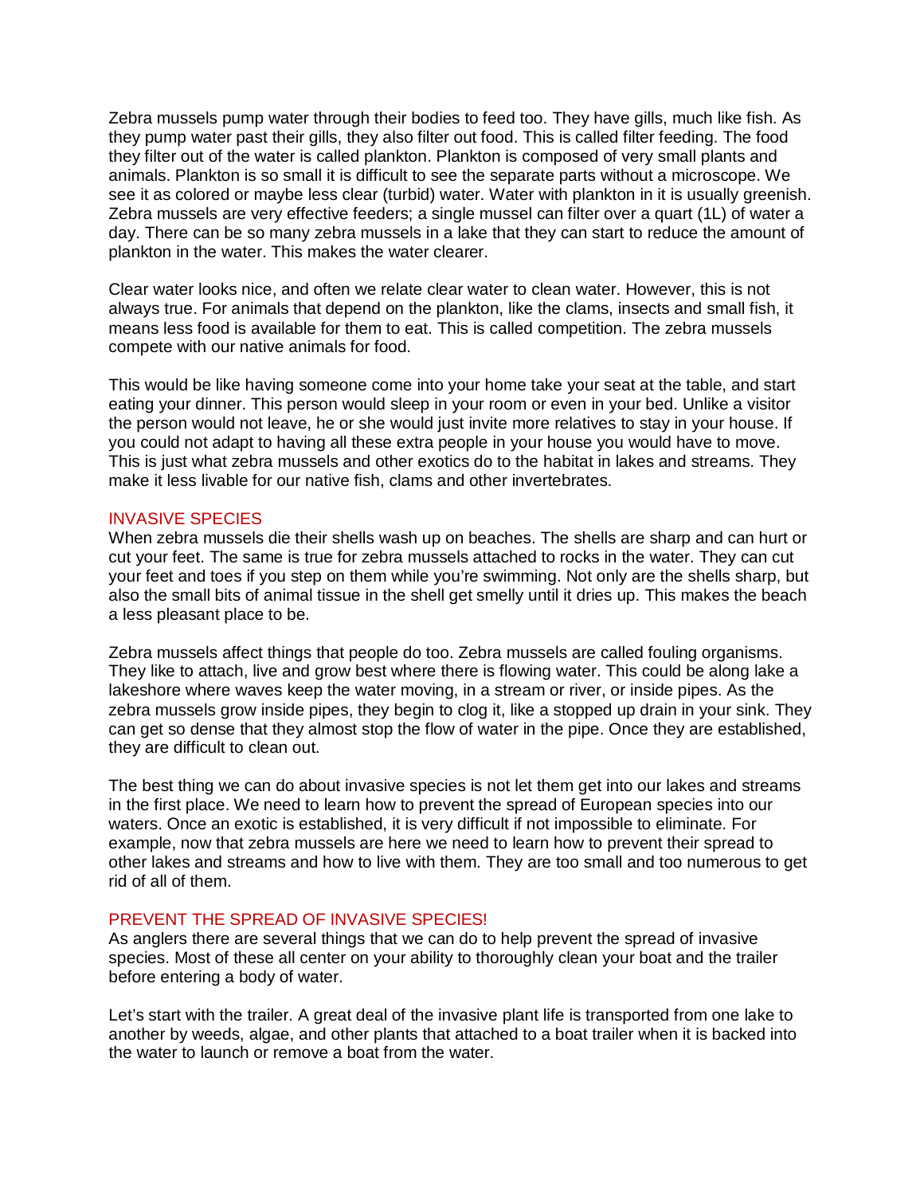Zebra mussels pump water through their bodies to feed too. They have gills, much like fish. As they pump water past their gills, they also filter out food. This is called filter feeding. The food they filter out of the water is called plankton. Plankton is composed of very small plants and animals. Plankton is so small it is difficult to see the separate parts without a microscope. We see it as colored or maybe less clear (turbid) water. Water with plankton in it is usually greenish. Zebra mussels are very effective feeders; a single mussel can filter over a quart (1L) of water a day. There can be so many zebra mussels in a lake that they can start to reduce the amount of plankton in the water. This makes the water clearer.

Clear water looks nice, and often we relate clear water to clean water. However, this is not always true. For animals that depend on the plankton, like the clams, insects and small fish, it means less food is available for them to eat. This is called competition. The zebra mussels compete with our native animals for food.

This would be like having someone come into your home take your seat at the table, and start eating your dinner. This person would sleep in your room or even in your bed. Unlike a visitor the person would not leave, he or she would just invite more relatives to stay in your house. If you could not adapt to having all these extra people in your house you would have to move. This is just what zebra mussels and other exotics do to the habitat in lakes and streams. They make it less livable for our native fish, clams and other invertebrates.

## INVASIVE SPECIES

When zebra mussels die their shells wash up on beaches. The shells are sharp and can hurt or cut your feet. The same is true for zebra mussels attached to rocks in the water. They can cut your feet and toes if you step on them while you're swimming. Not only are the shells sharp, but also the small bits of animal tissue in the shell get smelly until it dries up. This makes the beach a less pleasant place to be.

Zebra mussels affect things that people do too. Zebra mussels are called fouling organisms. They like to attach, live and grow best where there is flowing water. This could be along lake a lakeshore where waves keep the water moving, in a stream or river, or inside pipes. As the zebra mussels grow inside pipes, they begin to clog it, like a stopped up drain in your sink. They can get so dense that they almost stop the flow of water in the pipe. Once they are established, they are difficult to clean out.

The best thing we can do about invasive species is not let them get into our lakes and streams in the first place. We need to learn how to prevent the spread of European species into our waters. Once an exotic is established, it is very difficult if not impossible to eliminate. For example, now that zebra mussels are here we need to learn how to prevent their spread to other lakes and streams and how to live with them. They are too small and too numerous to get rid of all of them.

## PREVENT THE SPREAD OF INVASIVE SPECIES!

As anglers there are several things that we can do to help prevent the spread of invasive species. Most of these all center on your ability to thoroughly clean your boat and the trailer before entering a body of water.

Let's start with the trailer. A great deal of the invasive plant life is transported from one lake to another by weeds, algae, and other plants that attached to a boat trailer when it is backed into the water to launch or remove a boat from the water.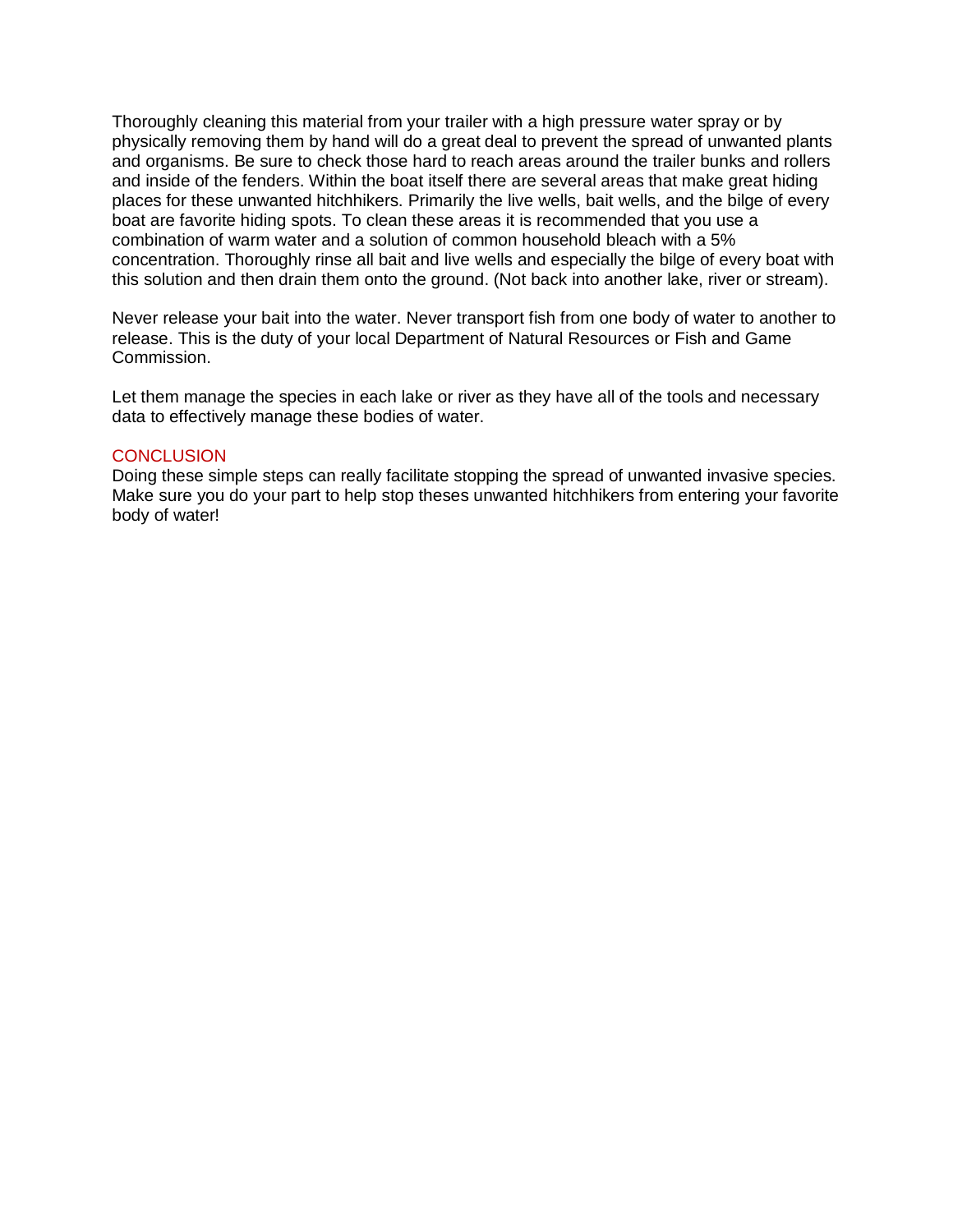Thoroughly cleaning this material from your trailer with a high pressure water spray or by physically removing them by hand will do a great deal to prevent the spread of unwanted plants and organisms. Be sure to check those hard to reach areas around the trailer bunks and rollers and inside of the fenders. Within the boat itself there are several areas that make great hiding places for these unwanted hitchhikers. Primarily the live wells, bait wells, and the bilge of every boat are favorite hiding spots. To clean these areas it is recommended that you use a combination of warm water and a solution of common household bleach with a 5% concentration. Thoroughly rinse all bait and live wells and especially the bilge of every boat with this solution and then drain them onto the ground. (Not back into another lake, river or stream).

Never release your bait into the water. Never transport fish from one body of water to another to release. This is the duty of your local Department of Natural Resources or Fish and Game Commission.

Let them manage the species in each lake or river as they have all of the tools and necessary data to effectively manage these bodies of water.

## CONCLUSION

Doing these simple steps can really facilitate stopping the spread of unwanted invasive species. Make sure you do your part to help stop theses unwanted hitchhikers from entering your favorite body of water!